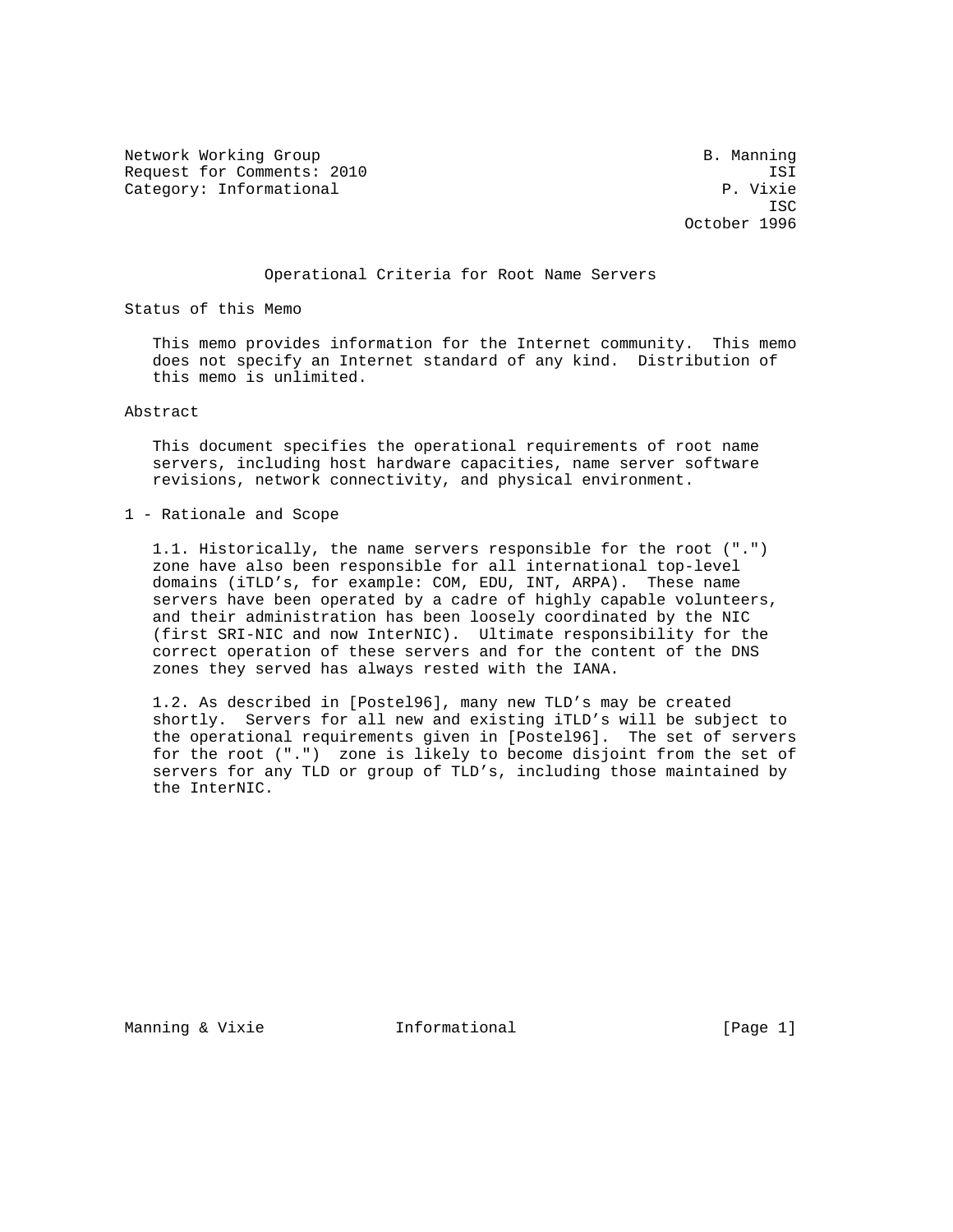Network Working Group B. Manning
Request for Comments: 2010 ISI
Category: Informational P. Vixie
ISC
October 1996

# Operational Criteria for Root Name Servers

## Status of this Memo

This memo provides information for the Internet community. This memo does not specify an Internet standard of any kind. Distribution of this memo is unlimited.

## Abstract

This document specifies the operational requirements of root name servers, including host hardware capacities, name server software revisions, network connectivity, and physical environment.

## 1 - Rationale and Scope

1.1. Historically, the name servers responsible for the root (".") zone have also been responsible for all international top-level domains (iTLD's, for example: COM, EDU, INT, ARPA). These name servers have been operated by a cadre of highly capable volunteers, and their administration has been loosely coordinated by the NIC (first SRI-NIC and now InterNIC). Ultimate responsibility for the correct operation of these servers and for the content of the DNS zones they served has always rested with the IANA.

1.2. As described in [Postel96], many new TLD's may be created shortly. Servers for all new and existing iTLD's will be subject to the operational requirements given in [Postel96]. The set of servers for the root (".") zone is likely to become disjoint from the set of servers for any TLD or group of TLD's, including those maintained by the InterNIC.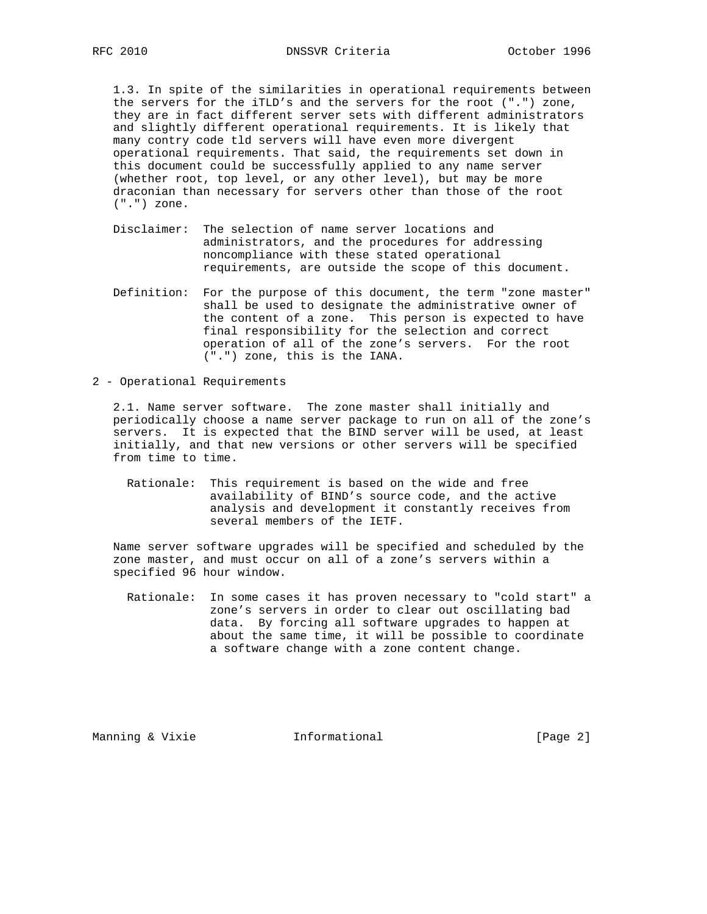1.3. In spite of the similarities in operational requirements between the servers for the iTLD's and the servers for the root (".") zone, they are in fact different server sets with different administrators and slightly different operational requirements. It is likely that many contry code tld servers will have even more divergent operational requirements. That said, the requirements set down in this document could be successfully applied to any name server (whether root, top level, or any other level), but may be more draconian than necessary for servers other than those of the root (".") zone.

Disclaimer: The selection of name server locations and administrators, and the procedures for addressing noncompliance with these stated operational requirements, are outside the scope of this document.

Definition: For the purpose of this document, the term "zone master" shall be used to designate the administrative owner of the content of a zone. This person is expected to have final responsibility for the selection and correct operation of all of the zone's servers. For the root (".") zone, this is the IANA.

## 2 - Operational Requirements

2.1. Name server software. The zone master shall initially and periodically choose a name server package to run on all of the zone's servers. It is expected that the BIND server will be used, at least initially, and that new versions or other servers will be specified from time to time.

Rationale: This requirement is based on the wide and free availability of BIND's source code, and the active analysis and development it constantly receives from several members of the IETF.

Name server software upgrades will be specified and scheduled by the zone master, and must occur on all of a zone's servers within a specified 96 hour window.

Rationale: In some cases it has proven necessary to "cold start" a zone's servers in order to clear out oscillating bad data. By forcing all software upgrades to happen at about the same time, it will be possible to coordinate a software change with a zone content change.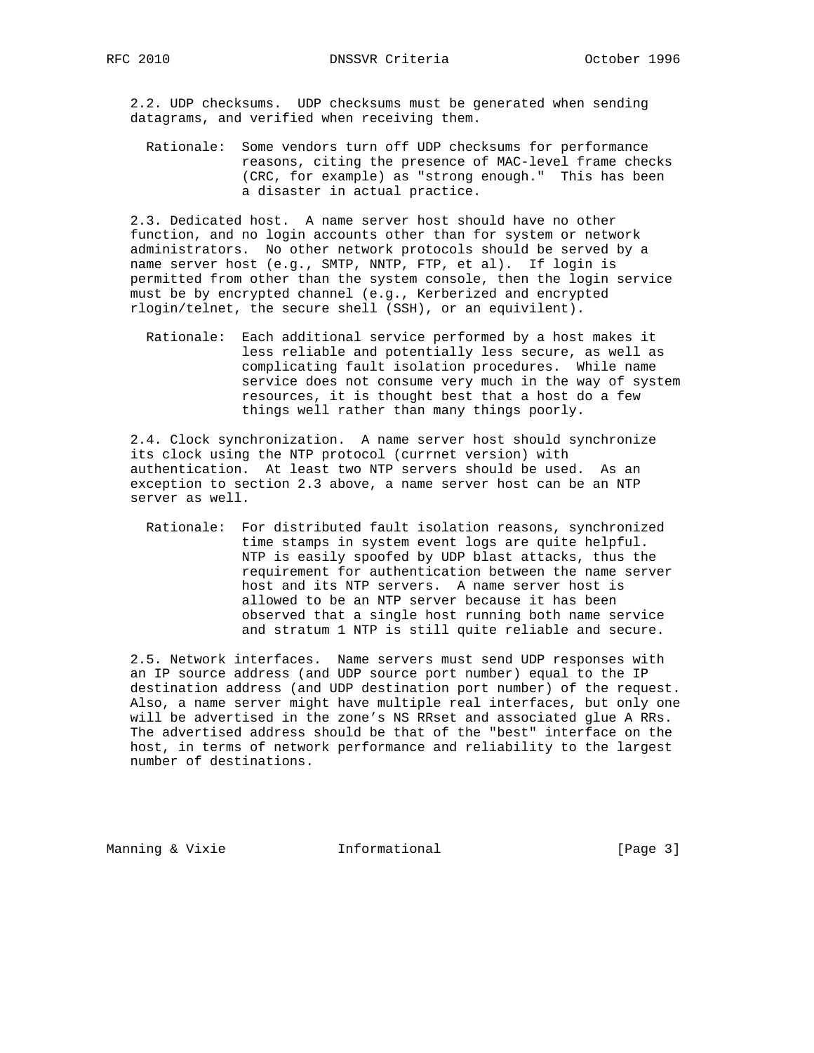2.2. UDP checksums. UDP checksums must be generated when sending datagrams, and verified when receiving them.

Rationale: Some vendors turn off UDP checksums for performance reasons, citing the presence of MAC-level frame checks (CRC, for example) as "strong enough." This has been a disaster in actual practice.

2.3. Dedicated host. A name server host should have no other function, and no login accounts other than for system or network administrators. No other network protocols should be served by a name server host (e.g., SMTP, NNTP, FTP, et al). If login is permitted from other than the system console, then the login service must be by encrypted channel (e.g., Kerberized and encrypted rlogin/telnet, the secure shell (SSH), or an equivilent).

Rationale: Each additional service performed by a host makes it less reliable and potentially less secure, as well as complicating fault isolation procedures. While name service does not consume very much in the way of system resources, it is thought best that a host do a few things well rather than many things poorly.

2.4. Clock synchronization. A name server host should synchronize its clock using the NTP protocol (currnet version) with authentication. At least two NTP servers should be used. As an exception to section 2.3 above, a name server host can be an NTP server as well.

Rationale: For distributed fault isolation reasons, synchronized time stamps in system event logs are quite helpful. NTP is easily spoofed by UDP blast attacks, thus the requirement for authentication between the name server host and its NTP servers. A name server host is allowed to be an NTP server because it has been observed that a single host running both name service and stratum 1 NTP is still quite reliable and secure.

2.5. Network interfaces. Name servers must send UDP responses with an IP source address (and UDP source port number) equal to the IP destination address (and UDP destination port number) of the request. Also, a name server might have multiple real interfaces, but only one will be advertised in the zone's NS RRset and associated glue A RRs. The advertised address should be that of the "best" interface on the host, in terms of network performance and reliability to the largest number of destinations.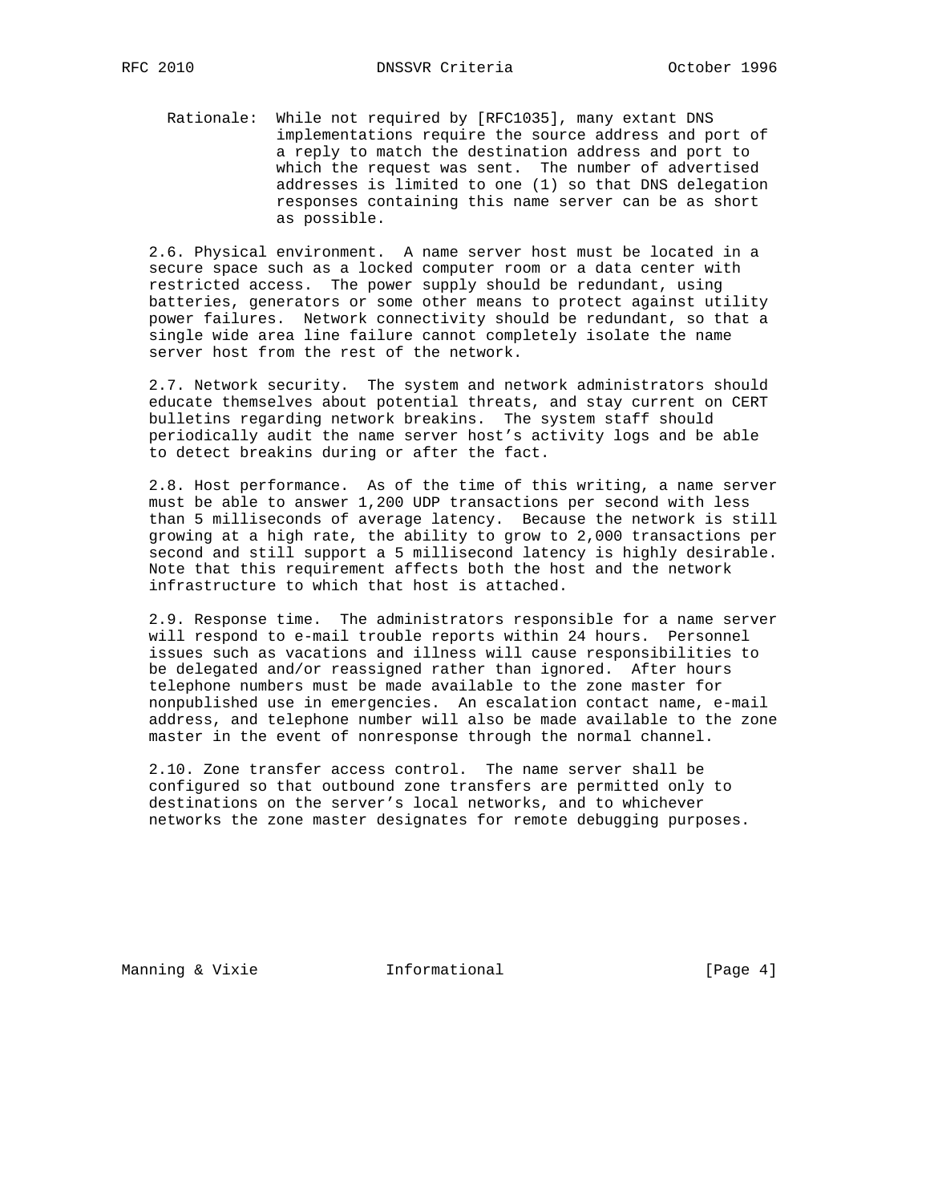Rationale: While not required by [RFC1035], many extant DNS implementations require the source address and port of a reply to match the destination address and port to which the request was sent. The number of advertised addresses is limited to one (1) so that DNS delegation responses containing this name server can be as short as possible.

2.6. Physical environment. A name server host must be located in a secure space such as a locked computer room or a data center with restricted access. The power supply should be redundant, using batteries, generators or some other means to protect against utility power failures. Network connectivity should be redundant, so that a single wide area line failure cannot completely isolate the name server host from the rest of the network.

2.7. Network security. The system and network administrators should educate themselves about potential threats, and stay current on CERT bulletins regarding network breakins. The system staff should periodically audit the name server host's activity logs and be able to detect breakins during or after the fact.

2.8. Host performance. As of the time of this writing, a name server must be able to answer 1,200 UDP transactions per second with less than 5 milliseconds of average latency. Because the network is still growing at a high rate, the ability to grow to 2,000 transactions per second and still support a 5 millisecond latency is highly desirable. Note that this requirement affects both the host and the network infrastructure to which that host is attached.

2.9. Response time. The administrators responsible for a name server will respond to e-mail trouble reports within 24 hours. Personnel issues such as vacations and illness will cause responsibilities to be delegated and/or reassigned rather than ignored. After hours telephone numbers must be made available to the zone master for nonpublished use in emergencies. An escalation contact name, e-mail address, and telephone number will also be made available to the zone master in the event of nonresponse through the normal channel.

2.10. Zone transfer access control. The name server shall be configured so that outbound zone transfers are permitted only to destinations on the server's local networks, and to whichever networks the zone master designates for remote debugging purposes.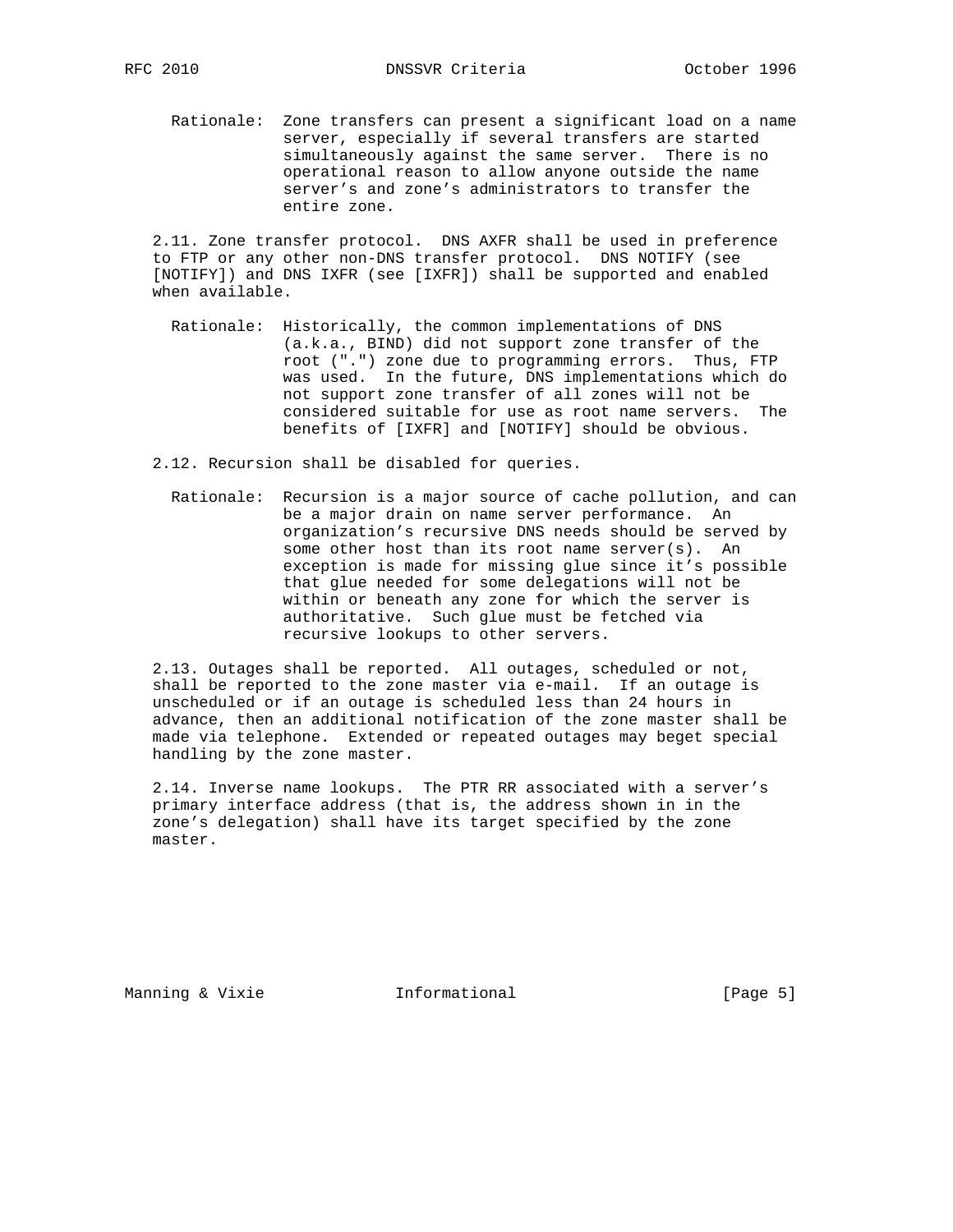Rationale: Zone transfers can present a significant load on a name server, especially if several transfers are started simultaneously against the same server. There is no operational reason to allow anyone outside the name server's and zone's administrators to transfer the entire zone.

2.11. Zone transfer protocol. DNS AXFR shall be used in preference to FTP or any other non-DNS transfer protocol. DNS NOTIFY (see [NOTIFY]) and DNS IXFR (see [IXFR]) shall be supported and enabled when available.

Rationale: Historically, the common implementations of DNS (a.k.a., BIND) did not support zone transfer of the root (".") zone due to programming errors. Thus, FTP was used. In the future, DNS implementations which do not support zone transfer of all zones will not be considered suitable for use as root name servers. The benefits of [IXFR] and [NOTIFY] should be obvious.

2.12. Recursion shall be disabled for queries.

Rationale: Recursion is a major source of cache pollution, and can be a major drain on name server performance. An organization's recursive DNS needs should be served by some other host than its root name server(s). An exception is made for missing glue since it's possible that glue needed for some delegations will not be within or beneath any zone for which the server is authoritative. Such glue must be fetched via recursive lookups to other servers.

2.13. Outages shall be reported. All outages, scheduled or not, shall be reported to the zone master via e-mail. If an outage is unscheduled or if an outage is scheduled less than 24 hours in advance, then an additional notification of the zone master shall be made via telephone. Extended or repeated outages may beget special handling by the zone master.

2.14. Inverse name lookups. The PTR RR associated with a server's primary interface address (that is, the address shown in in the zone's delegation) shall have its target specified by the zone master.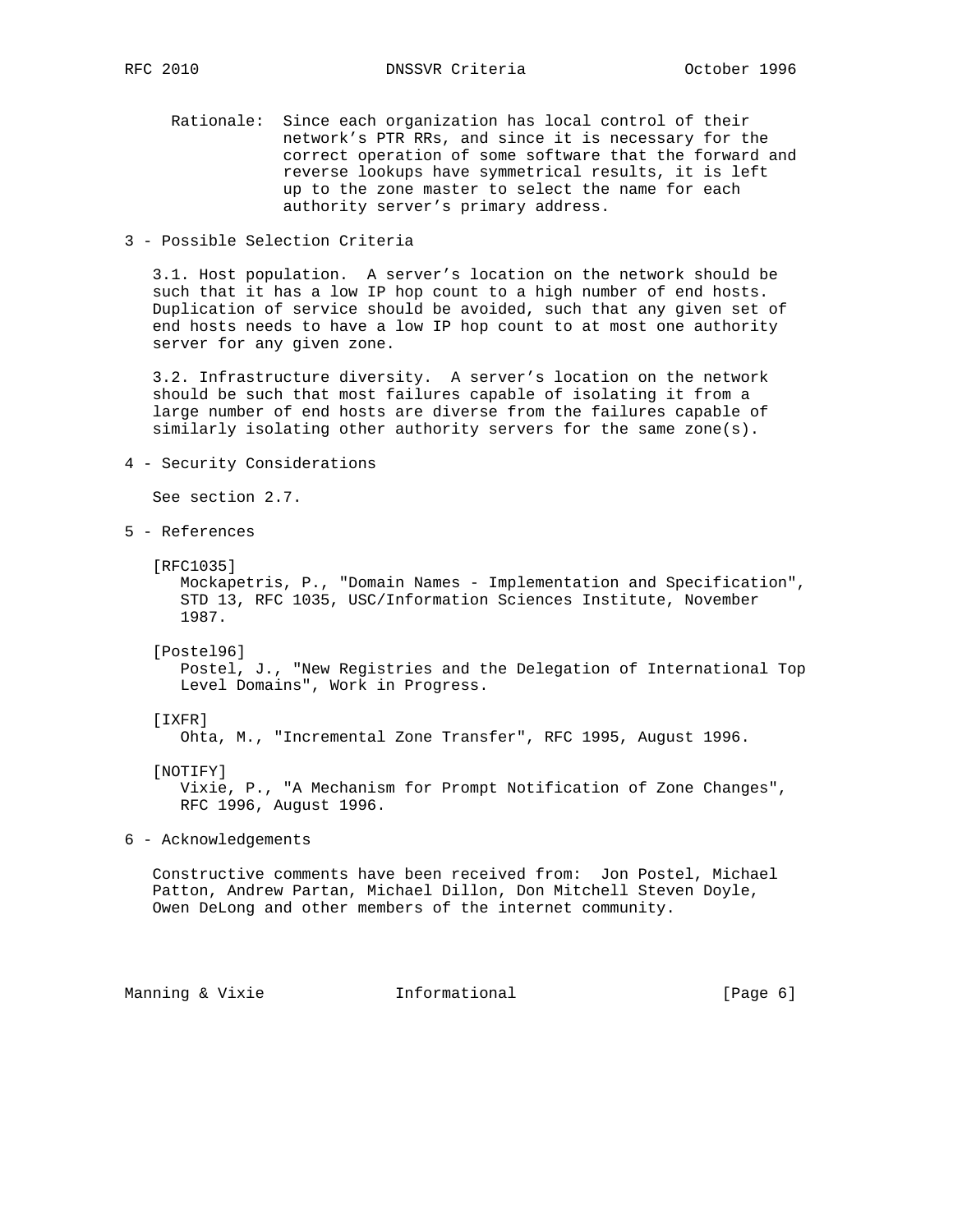Rationale: Since each organization has local control of their network's PTR RRs, and since it is necessary for the correct operation of some software that the forward and reverse lookups have symmetrical results, it is left up to the zone master to select the name for each authority server's primary address.

## 3 - Possible Selection Criteria

3.1. Host population. A server's location on the network should be such that it has a low IP hop count to a high number of end hosts. Duplication of service should be avoided, such that any given set of end hosts needs to have a low IP hop count to at most one authority server for any given zone.

3.2. Infrastructure diversity. A server's location on the network should be such that most failures capable of isolating it from a large number of end hosts are diverse from the failures capable of similarly isolating other authority servers for the same zone(s).

## 4 - Security Considerations

See section 2.7.

## 5 - References

[RFC1035]
Mockapetris, P., "Domain Names - Implementation and Specification", STD 13, RFC 1035, USC/Information Sciences Institute, November 1987.

[Postel96]
Postel, J., "New Registries and the Delegation of International Top Level Domains", Work in Progress.

[IXFR]
Ohta, M., "Incremental Zone Transfer", RFC 1995, August 1996.

[NOTIFY]
Vixie, P., "A Mechanism for Prompt Notification of Zone Changes", RFC 1996, August 1996.

## 6 - Acknowledgements

Constructive comments have been received from: Jon Postel, Michael Patton, Andrew Partan, Michael Dillon, Don Mitchell Steven Doyle, Owen DeLong and other members of the internet community.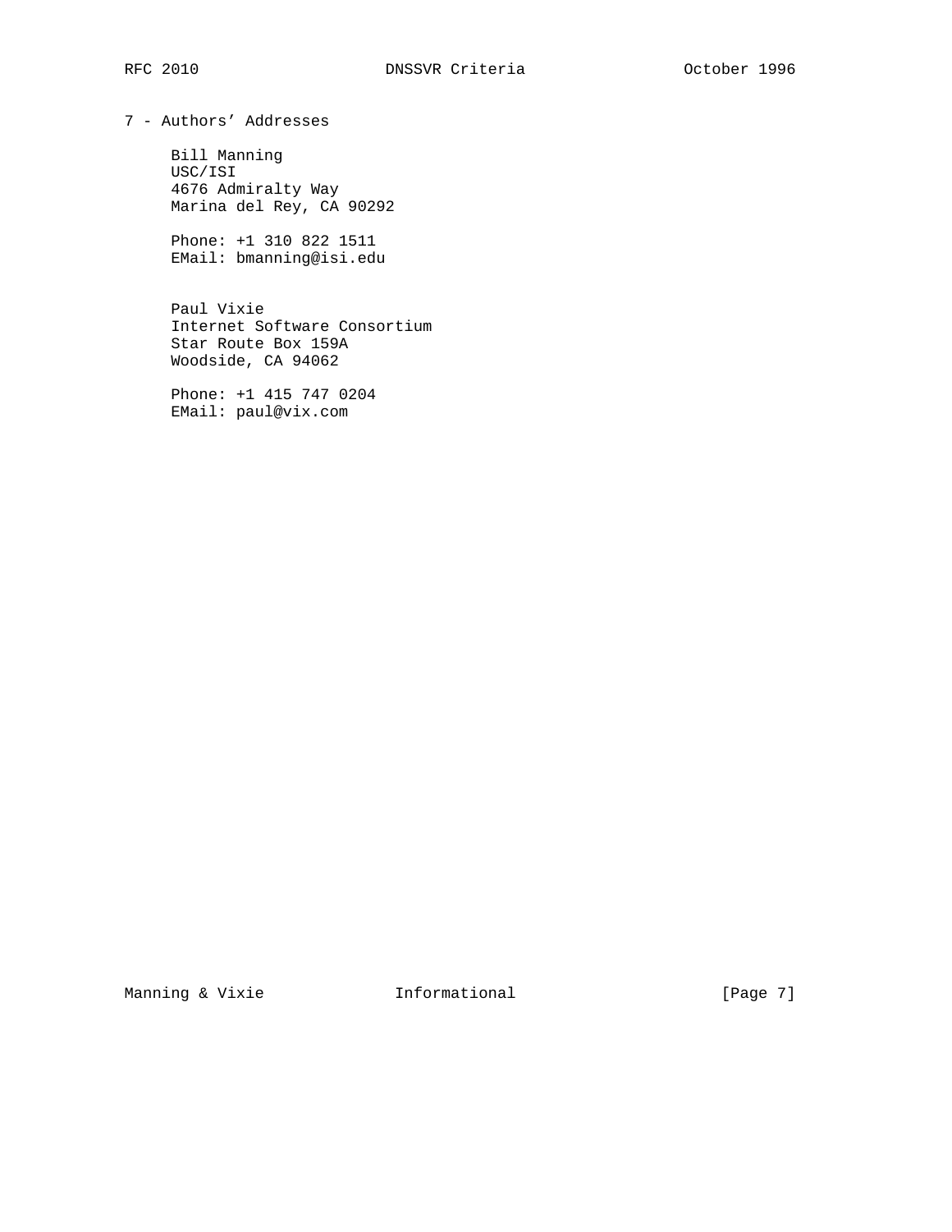## 7 - Authors' Addresses

Bill Manning
USC/ISI
4676 Admiralty Way
Marina del Rey, CA 90292

Phone: +1 310 822 1511
EMail: bmanning@isi.edu

Paul Vixie
Internet Software Consortium
Star Route Box 159A
Woodside, CA 94062

Phone: +1 415 747 0204
EMail: paul@vix.com